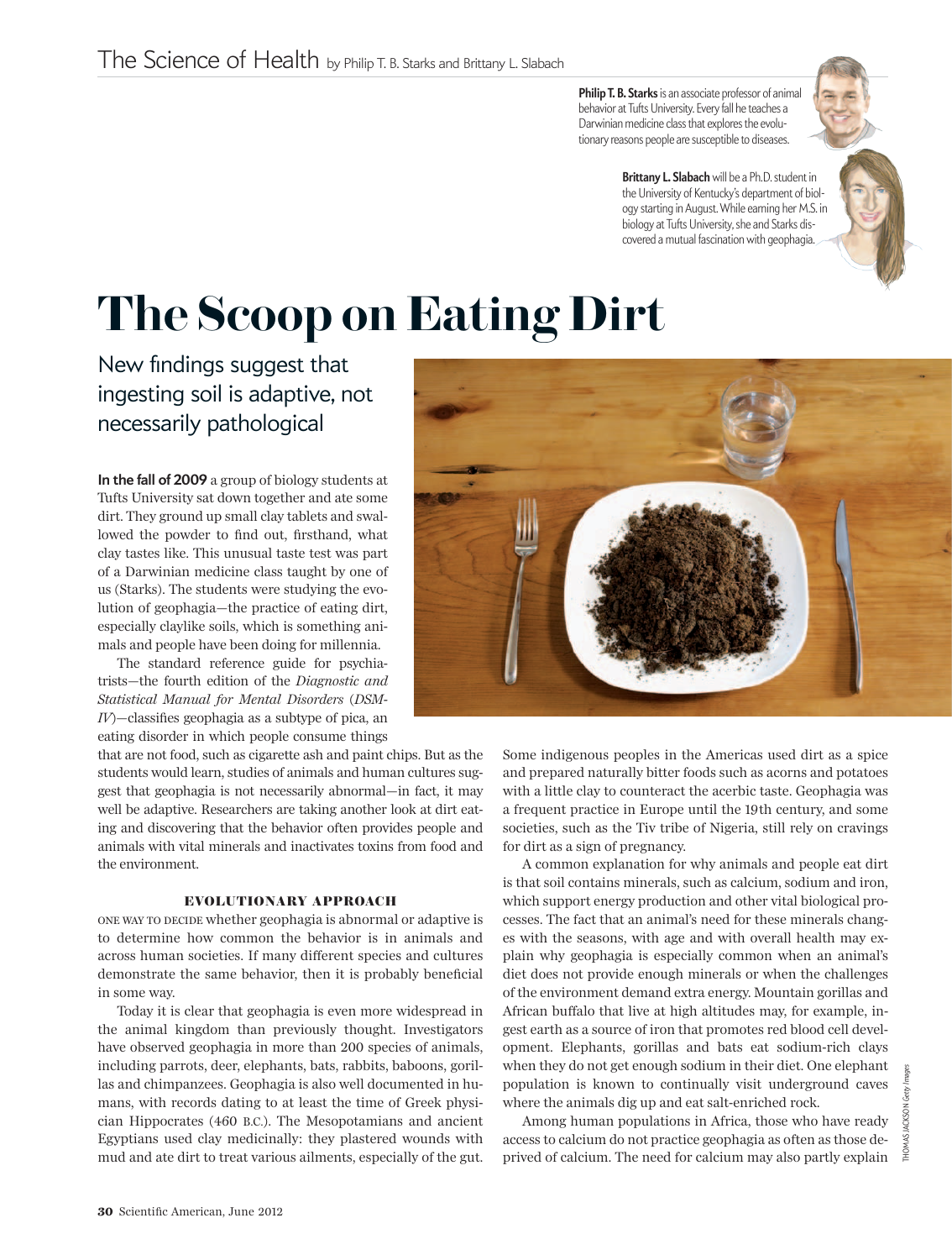# The Scoop on Eating Dirt

## New findings suggest that ingesting soil is adaptive, not necessarily pathological

*The Science of Health* by Philip T. B. Starks and Brittany L. Slabach

**Philip T. B. Starks** is an associate professor of animal behavior at Tufts University. Every fall he teaches a Darwinian medicine class that explores the evolutionary reasons people are susceptible to diseases.

**Brittany L. Slabach** will be a Ph.D. student in the University of Kentucky's department of biology starting in August. While earning her M.S. in biology at Tufts University, she and Starks discovered a mutual fascination with geophagia.

**In the fall of 2009** a group of biology students at Tufts University sat down together and ate some dirt. They ground up small clay tablets and swallowed the powder to find out, firsthand, what clay tastes like. This unusual taste test was part of a Darwinian medicine class taught by one of us (Starks). The students were studying the evolution of geophagia—the practice of eating dirt, especially claylike soils, which is something animals and people have been doing for millennia.

The standard reference guide for psychiatrists—the fourth edition of the *Diagnostic and Statistical Manual for Mental Disorders* (*DSM-IV*)—classifies geophagia as a subtype of pica, an eating disorder in which people consume things that are not food, such as cigarette ash and paint chips. But as the students would learn, studies of animals and human cultures suggest that geophagia is not necessarily abnormal—in fact, it may well be adaptive. Researchers are taking another look at dirt eating and discovering that the behavior often provides people and animals with vital minerals and inactivates toxins from food and the environment.

### EVOLUTIONARY APPROACH

ONE WAY TO DECIDE whether geophagia is abnormal or adaptive is to determine how common the behavior is in animals and across human societies. If many different species and cultures demonstrate the same behavior, then it is probably beneficial in some way.

Today it is clear that geophagia is even more widespread in the animal kingdom than previously thought. Investigators have observed geophagia in more than 200 species of animals, including parrots, deer, elephants, bats, rabbits, baboons, gorillas and chimpanzees. Geophagia is also well documented in humans, with records dating to at least the time of Greek physician Hippocrates (460 B.C.). The Mesopotamians and ancient Egyptians used clay medicinally: they plastered wounds with mud and ate dirt to treat various ailments, especially of the gut. Some indigenous peoples in the Americas used dirt as a spice and prepared naturally bitter foods such as acorns and potatoes with a little clay to counteract the acerbic taste. Geophagia was a frequent practice in Europe until the 19th century, and some societies, such as the Tiv tribe of Nigeria, still rely on cravings for dirt as a sign of pregnancy.

A common explanation for why animals and people eat dirt is that soil contains minerals, such as calcium, sodium and iron, which support energy production and other vital biological processes. The fact that an animal's need for these minerals changes with the seasons, with age and with overall health may explain why geophagia is especially common when an animal's diet does not provide enough minerals or when the challenges of the environment demand extra energy. Mountain gorillas and African buffalo that live at high altitudes may, for example, ingest earth as a source of iron that promotes red blood cell development. Elephants, gorillas and bats eat sodium-rich clays when they do not get enough sodium in their diet. One elephant population is known to continually visit underground caves where the animals dig up and eat salt-enriched rock.

Among human populations in Africa, those who have ready access to calcium do not practice geophagia as often as those deprived of calcium. The need for calcium may also partly explain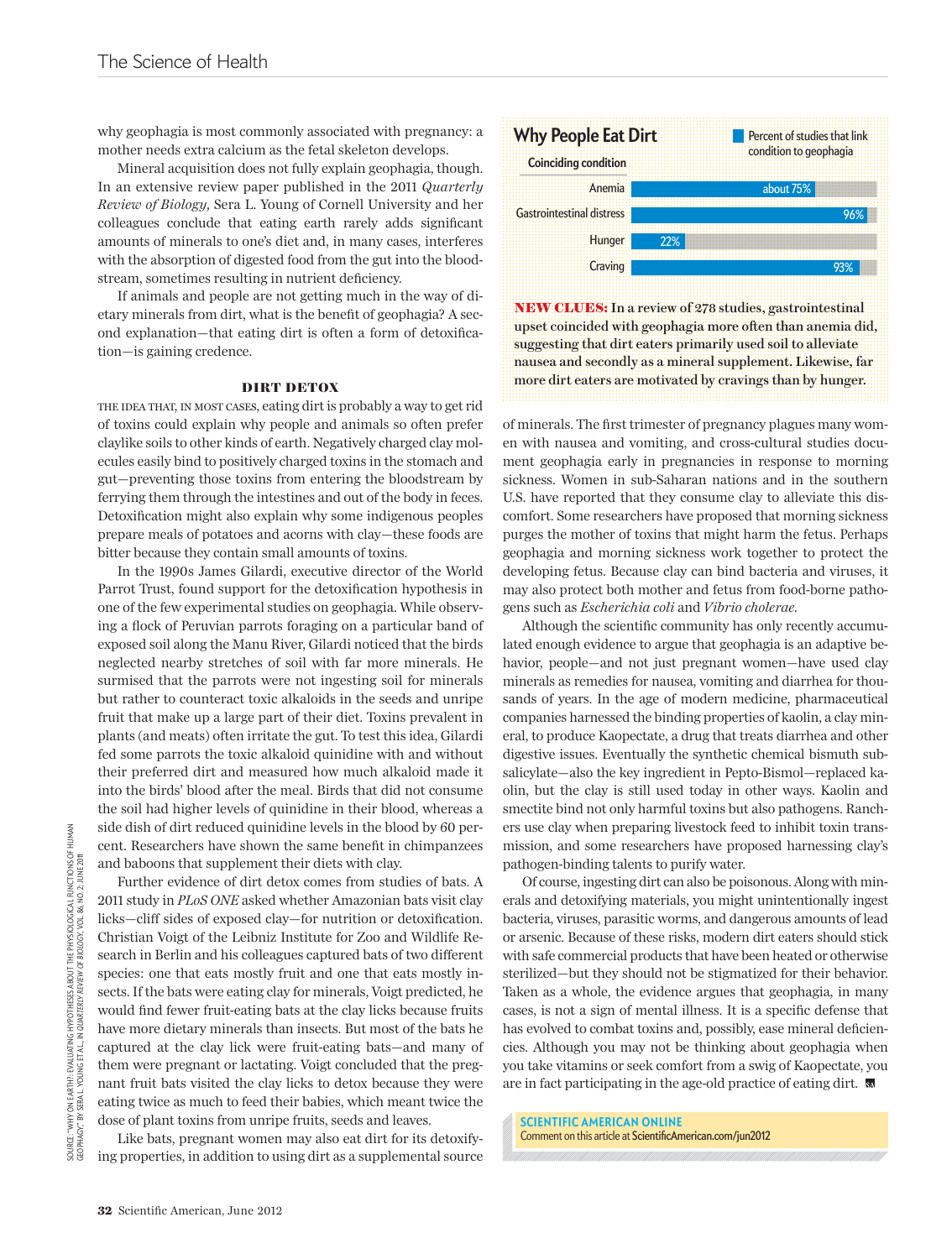why geophagia is most commonly associated with pregnancy: a mother needs extra calcium as the fetal skeleton develops.

Mineral acquisition does not fully explain geophagia, though. In an extensive review paper published in the 2011 *Quarterly Review of Biology,* Sera L. Young of Cornell University and her colleagues conclude that eating earth rarely adds significant amounts of minerals to one's diet and, in many cases, interferes with the absorption of digested food from the gut into the bloodstream, sometimes resulting in nutrient deficiency.

If animals and people are not getting much in the way of dietary minerals from dirt, what is the benefit of geophagia? A second explanation—that eating dirt is often a form of detoxification—is gaining credence.

### DIRT DETOX

THE IDEA THAT, IN MOST CASES, eating dirt is probably a way to get rid of toxins could explain why people and animals so often prefer claylike soils to other kinds of earth. Negatively charged clay molecules easily bind to positively charged toxins in the stomach and gut—preventing those toxins from entering the bloodstream by ferrying them through the intestines and out of the body in feces. Detoxification might also explain why some indigenous peoples prepare meals of potatoes and acorns with clay—these foods are bitter because they contain small amounts of toxins.

In the 1990s James Gilardi, executive director of the World Parrot Trust, found support for the detoxification hypothesis in one of the few experimental studies on geophagia. While observing a flock of Peruvian parrots foraging on a particular band of exposed soil along the Manu River, Gilardi noticed that the birds neglected nearby stretches of soil with far more minerals. He surmised that the parrots were not ingesting soil for minerals but rather to counteract toxic alkaloids in the seeds and unripe fruit that make up a large part of their diet. Toxins prevalent in plants (and meats) often irritate the gut. To test this idea, Gilardi fed some parrots the toxic alkaloid quinidine with and without their preferred dirt and measured how much alkaloid made it into the birds' blood after the meal. Birds that did not consume the soil had higher levels of quinidine in their blood, whereas a side dish of dirt reduced quinidine levels in the blood by 60 percent. Researchers have shown the same benefit in chimpanzees and baboons that supplement their diets with clay.

Further evidence of dirt detox comes from studies of bats. A 2011 study in *PLoS ONE* asked whether Amazonian bats visit clay licks—cliff sides of exposed clay—for nutrition or detoxification. Christian Voigt of the Leibniz Institute for Zoo and Wildlife Research in Berlin and his colleagues captured bats of two different species: one that eats mostly fruit and one that eats mostly insects. If the bats were eating clay for minerals, Voigt predicted, he would find fewer fruit-eating bats at the clay licks because fruits have more dietary minerals than insects. But most of the bats he captured at the clay lick were fruit-eating bats—and many of them were pregnant or lactating. Voigt concluded that the pregnant fruit bats visited the clay licks to detox because they were eating twice as much to feed their babies, which meant twice the dose of plant toxins from unripe fruits, seeds and leaves.

Like bats, pregnant women may also eat dirt for its detoxifying properties, in addition to using dirt as a supplemental source of minerals. The first trimester of pregnancy plagues many women with nausea and vomiting, and cross-cultural studies document geophagia early in pregnancies in response to morning sickness. Women in sub-Saharan nations and in the southern U.S. have reported that they consume clay to alleviate this discomfort. Some researchers have proposed that morning sickness purges the mother of toxins that might harm the fetus. Perhaps geophagia and morning sickness work together to protect the developing fetus. Because clay can bind bacteria and viruses, it may also protect both mother and fetus from food-borne pathogens such as *Escherichia coli* and *Vibrio cholerae.*

Although the scientific community has only recently accumulated enough evidence to argue that geophagia is an adaptive behavior, people—and not just pregnant women—have used clay minerals as remedies for nausea, vomiting and diarrhea for thousands of years. In the age of modern medicine, pharmaceutical companies harnessed the binding properties of kaolin, a clay mineral, to produce Kaopectate, a drug that treats diarrhea and other digestive issues. Eventually the synthetic chemical bismuth subsalicylate—also the key ingredient in Pepto-Bismol—replaced kaolin, but the clay is still used today in other ways. Kaolin and smectite bind not only harmful toxins but also pathogens. Ranchers use clay when preparing livestock feed to inhibit toxin transmission, and some researchers have proposed harnessing clay's pathogen-binding talents to purify water.

Of course, ingesting dirt can also be poisonous. Along with minerals and detoxifying materials, you might unintentionally ingest bacteria, viruses, parasitic worms, and dangerous amounts of lead or arsenic. Because of these risks, modern dirt eaters should stick with safe commercial products that have been heated or otherwise sterilized—but they should not be stigmatized for their behavior. Taken as a whole, the evidence argues that geophagia, in many cases, is not a sign of mental illness. It is a specific defense that has evolved to combat toxins and, possibly, ease mineral deficiencies. Although you may not be thinking about geophagia when you take vitamins or seek comfort from a swig of Kaopectate, you are in fact participating in the age-old practice of eating dirt.

**Why People Eat Dirt**

Percent of studies that link condition to geophagia

Coinciding condition

Anemia — about 75%

Gastrointestinal distress — 96%

Hunger — 22%

Craving — 93%

**NEW CLUES: In a review of 278 studies, gastrointestinal upset coincided with geophagia more often than anemia did, suggesting that dirt eaters primarily used soil to alleviate nausea and secondly as a mineral supplement. Likewise, far more dirt eaters are motivated by cravings than by hunger.**

SOURCE: "WHY ON EARTH?: EVALUATING HYPOTHESES ABOUT THE PHYSIOLOGICAL FUNCTIONS OF HUMAN GEOPHAGY," BY SERA L. YOUNG ET AL., IN *QUARTERLY REVIEW OF BIOLOGY,* VOL. 86, NO. 2; JUNE 2011

**SCIENTIFIC AMERICAN ONLINE**
Comment on this article at ScientificAmerican.com/jun2012